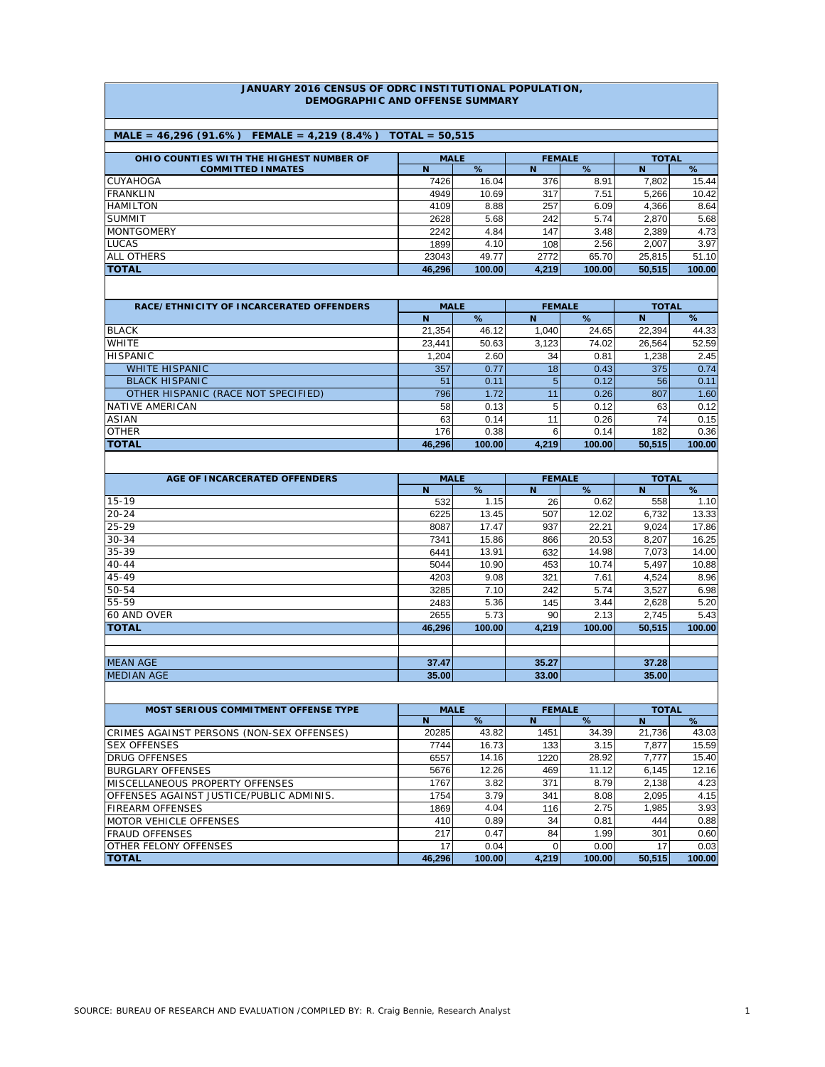**JANUARY 2016 CENSUS OF ODRC INSTITUTIONAL POPULATION, DEMOGRAPHIC AND OFFENSE SUMMARY**

**MALE = 46,296 (91.6%) FEMALE = 4,219 (8.4%) TOTAL = 50,515**

| OHIO COUNTIES WITH THE HIGHEST NUMBER OF COMMITTED INMATES | MALE | | FEMALE | | TOTAL | |
|---|---|---|---|---|---|---|
| | N | % | N | % | N | % |
| CUYAHOGA | 7426 | 16.04 | 376 | 8.91 | 7,802 | 15.44 |
| FRANKLIN | 4949 | 10.69 | 317 | 7.51 | 5,266 | 10.42 |
| HAMILTON | 4109 | 8.88 | 257 | 6.09 | 4,366 | 8.64 |
| SUMMIT | 2628 | 5.68 | 242 | 5.74 | 2,870 | 5.68 |
| MONTGOMERY | 2242 | 4.84 | 147 | 3.48 | 2,389 | 4.73 |
| LUCAS | 1899 | 4.10 | 108 | 2.56 | 2,007 | 3.97 |
| ALL OTHERS | 23043 | 49.77 | 2772 | 65.70 | 25,815 | 51.10 |
| **TOTAL** | **46,296** | **100.00** | **4,219** | **100.00** | **50,515** | **100.00** |

| RACE/ETHNICITY OF INCARCERATED OFFENDERS | MALE | | FEMALE | | TOTAL | |
|---|---|---|---|---|---|---|
| | N | % | N | % | N | % |
| BLACK | 21,354 | 46.12 | 1,040 | 24.65 | 22,394 | 44.33 |
| WHITE | 23,441 | 50.63 | 3,123 | 74.02 | 26,564 | 52.59 |
| HISPANIC | 1,204 | 2.60 | 34 | 0.81 | 1,238 | 2.45 |
| WHITE HISPANIC | 357 | 0.77 | 18 | 0.43 | 375 | 0.74 |
| BLACK HISPANIC | 51 | 0.11 | 5 | 0.12 | 56 | 0.11 |
| OTHER HISPANIC (RACE NOT SPECIFIED) | 796 | 1.72 | 11 | 0.26 | 807 | 1.60 |
| NATIVE AMERICAN | 58 | 0.13 | 5 | 0.12 | 63 | 0.12 |
| ASIAN | 63 | 0.14 | 11 | 0.26 | 74 | 0.15 |
| OTHER | 176 | 0.38 | 6 | 0.14 | 182 | 0.36 |
| **TOTAL** | **46,296** | **100.00** | **4,219** | **100.00** | **50,515** | **100.00** |

| AGE OF INCARCERATED OFFENDERS | MALE | | FEMALE | | TOTAL | |
|---|---|---|---|---|---|---|
| | N | % | N | % | N | % |
| 15-19 | 532 | 1.15 | 26 | 0.62 | 558 | 1.10 |
| 20-24 | 6225 | 13.45 | 507 | 12.02 | 6,732 | 13.33 |
| 25-29 | 8087 | 17.47 | 937 | 22.21 | 9,024 | 17.86 |
| 30-34 | 7341 | 15.86 | 866 | 20.53 | 8,207 | 16.25 |
| 35-39 | 6441 | 13.91 | 632 | 14.98 | 7,073 | 14.00 |
| 40-44 | 5044 | 10.90 | 453 | 10.74 | 5,497 | 10.88 |
| 45-49 | 4203 | 9.08 | 321 | 7.61 | 4,524 | 8.96 |
| 50-54 | 3285 | 7.10 | 242 | 5.74 | 3,527 | 6.98 |
| 55-59 | 2483 | 5.36 | 145 | 3.44 | 2,628 | 5.20 |
| 60 AND OVER | 2655 | 5.73 | 90 | 2.13 | 2,745 | 5.43 |
| **TOTAL** | **46,296** | **100.00** | **4,219** | **100.00** | **50,515** | **100.00** |
| | | | | | | |
| MEAN AGE | **37.47** | | **35.27** | | **37.28** | |
| MEDIAN AGE | **35.00** | | **33.00** | | **35.00** | |

| MOST SERIOUS COMMITMENT OFFENSE TYPE | MALE | | FEMALE | | TOTAL | |
|---|---|---|---|---|---|---|
| | N | % | N | % | N | % |
| CRIMES AGAINST PERSONS (NON-SEX OFFENSES) | 20285 | 43.82 | 1451 | 34.39 | 21,736 | 43.03 |
| SEX OFFENSES | 7744 | 16.73 | 133 | 3.15 | 7,877 | 15.59 |
| DRUG OFFENSES | 6557 | 14.16 | 1220 | 28.92 | 7,777 | 15.40 |
| BURGLARY OFFENSES | 5676 | 12.26 | 469 | 11.12 | 6,145 | 12.16 |
| MISCELLANEOUS PROPERTY OFFENSES | 1767 | 3.82 | 371 | 8.79 | 2,138 | 4.23 |
| OFFENSES AGAINST JUSTICE/PUBLIC ADMINIS. | 1754 | 3.79 | 341 | 8.08 | 2,095 | 4.15 |
| FIREARM OFFENSES | 1869 | 4.04 | 116 | 2.75 | 1,985 | 3.93 |
| MOTOR VEHICLE OFFENSES | 410 | 0.89 | 34 | 0.81 | 444 | 0.88 |
| FRAUD OFFENSES | 217 | 0.47 | 84 | 1.99 | 301 | 0.60 |
| OTHER FELONY OFFENSES | 17 | 0.04 | 0 | 0.00 | 17 | 0.03 |
| **TOTAL** | **46,296** | **100.00** | **4,219** | **100.00** | **50,515** | **100.00** |

SOURCE: BUREAU OF RESEARCH AND EVALUATION /COMPILED BY: R. Craig Bennie, Research Analyst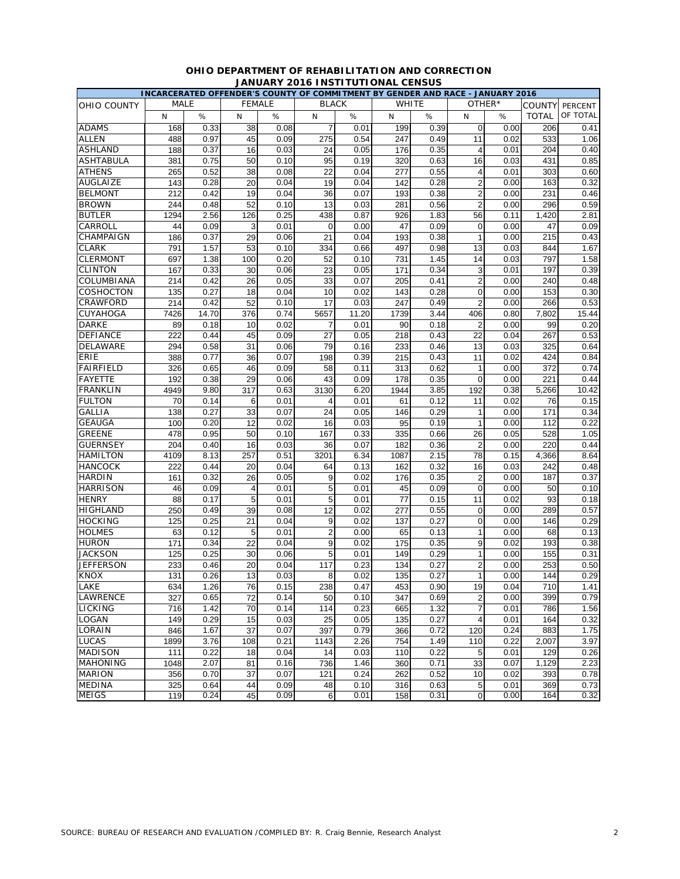# OHIO DEPARTMENT OF REHABILITATION AND CORRECTION

## JANUARY 2016 INSTITUTIONAL CENSUS

| INCARCERATED OFFENDER'S COUNTY OF COMMITMENT BY GENDER AND RACE - JANUARY 2016 | | | | | | | | | | | | |
|---|---|---|---|---|---|---|---|---|---|---|---|---|
| OHIO COUNTY | MALE | | FEMALE | | BLACK | | WHITE | | OTHER* | | COUNTY | PERCENT |
| | N | % | N | % | N | % | N | % | N | % | TOTAL | OF TOTAL |
| ADAMS | 168 | 0.33 | 38 | 0.08 | 7 | 0.01 | 199 | 0.39 | 0 | 0.00 | 206 | 0.41 |
| ALLEN | 488 | 0.97 | 45 | 0.09 | 275 | 0.54 | 247 | 0.49 | 11 | 0.02 | 533 | 1.06 |
| ASHLAND | 188 | 0.37 | 16 | 0.03 | 24 | 0.05 | 176 | 0.35 | 4 | 0.01 | 204 | 0.40 |
| ASHTABULA | 381 | 0.75 | 50 | 0.10 | 95 | 0.19 | 320 | 0.63 | 16 | 0.03 | 431 | 0.85 |
| ATHENS | 265 | 0.52 | 38 | 0.08 | 22 | 0.04 | 277 | 0.55 | 4 | 0.01 | 303 | 0.60 |
| AUGLAIZE | 143 | 0.28 | 20 | 0.04 | 19 | 0.04 | 142 | 0.28 | 2 | 0.00 | 163 | 0.32 |
| BELMONT | 212 | 0.42 | 19 | 0.04 | 36 | 0.07 | 193 | 0.38 | 2 | 0.00 | 231 | 0.46 |
| BROWN | 244 | 0.48 | 52 | 0.10 | 13 | 0.03 | 281 | 0.56 | 2 | 0.00 | 296 | 0.59 |
| BUTLER | 1294 | 2.56 | 126 | 0.25 | 438 | 0.87 | 926 | 1.83 | 56 | 0.11 | 1,420 | 2.81 |
| CARROLL | 44 | 0.09 | 3 | 0.01 | 0 | 0.00 | 47 | 0.09 | 0 | 0.00 | 47 | 0.09 |
| CHAMPAIGN | 186 | 0.37 | 29 | 0.06 | 21 | 0.04 | 193 | 0.38 | 1 | 0.00 | 215 | 0.43 |
| CLARK | 791 | 1.57 | 53 | 0.10 | 334 | 0.66 | 497 | 0.98 | 13 | 0.03 | 844 | 1.67 |
| CLERMONT | 697 | 1.38 | 100 | 0.20 | 52 | 0.10 | 731 | 1.45 | 14 | 0.03 | 797 | 1.58 |
| CLINTON | 167 | 0.33 | 30 | 0.06 | 23 | 0.05 | 171 | 0.34 | 3 | 0.01 | 197 | 0.39 |
| COLUMBIANA | 214 | 0.42 | 26 | 0.05 | 33 | 0.07 | 205 | 0.41 | 2 | 0.00 | 240 | 0.48 |
| COSHOCTON | 135 | 0.27 | 18 | 0.04 | 10 | 0.02 | 143 | 0.28 | 0 | 0.00 | 153 | 0.30 |
| CRAWFORD | 214 | 0.42 | 52 | 0.10 | 17 | 0.03 | 247 | 0.49 | 2 | 0.00 | 266 | 0.53 |
| CUYAHOGA | 7426 | 14.70 | 376 | 0.74 | 5657 | 11.20 | 1739 | 3.44 | 406 | 0.80 | 7,802 | 15.44 |
| DARKE | 89 | 0.18 | 10 | 0.02 | 7 | 0.01 | 90 | 0.18 | 2 | 0.00 | 99 | 0.20 |
| DEFIANCE | 222 | 0.44 | 45 | 0.09 | 27 | 0.05 | 218 | 0.43 | 22 | 0.04 | 267 | 0.53 |
| DELAWARE | 294 | 0.58 | 31 | 0.06 | 79 | 0.16 | 233 | 0.46 | 13 | 0.03 | 325 | 0.64 |
| ERIE | 388 | 0.77 | 36 | 0.07 | 198 | 0.39 | 215 | 0.43 | 11 | 0.02 | 424 | 0.84 |
| FAIRFIELD | 326 | 0.65 | 46 | 0.09 | 58 | 0.11 | 313 | 0.62 | 1 | 0.00 | 372 | 0.74 |
| FAYETTE | 192 | 0.38 | 29 | 0.06 | 43 | 0.09 | 178 | 0.35 | 0 | 0.00 | 221 | 0.44 |
| FRANKLIN | 4949 | 9.80 | 317 | 0.63 | 3130 | 6.20 | 1944 | 3.85 | 192 | 0.38 | 5,266 | 10.42 |
| FULTON | 70 | 0.14 | 6 | 0.01 | 4 | 0.01 | 61 | 0.12 | 11 | 0.02 | 76 | 0.15 |
| GALLIA | 138 | 0.27 | 33 | 0.07 | 24 | 0.05 | 146 | 0.29 | 1 | 0.00 | 171 | 0.34 |
| GEAUGA | 100 | 0.20 | 12 | 0.02 | 16 | 0.03 | 95 | 0.19 | 1 | 0.00 | 112 | 0.22 |
| GREENE | 478 | 0.95 | 50 | 0.10 | 167 | 0.33 | 335 | 0.66 | 26 | 0.05 | 528 | 1.05 |
| GUERNSEY | 204 | 0.40 | 16 | 0.03 | 36 | 0.07 | 182 | 0.36 | 2 | 0.00 | 220 | 0.44 |
| HAMILTON | 4109 | 8.13 | 257 | 0.51 | 3201 | 6.34 | 1087 | 2.15 | 78 | 0.15 | 4,366 | 8.64 |
| HANCOCK | 222 | 0.44 | 20 | 0.04 | 64 | 0.13 | 162 | 0.32 | 16 | 0.03 | 242 | 0.48 |
| HARDIN | 161 | 0.32 | 26 | 0.05 | 9 | 0.02 | 176 | 0.35 | 2 | 0.00 | 187 | 0.37 |
| HARRISON | 46 | 0.09 | 4 | 0.01 | 5 | 0.01 | 45 | 0.09 | 0 | 0.00 | 50 | 0.10 |
| HENRY | 88 | 0.17 | 5 | 0.01 | 5 | 0.01 | 77 | 0.15 | 11 | 0.02 | 93 | 0.18 |
| HIGHLAND | 250 | 0.49 | 39 | 0.08 | 12 | 0.02 | 277 | 0.55 | 0 | 0.00 | 289 | 0.57 |
| HOCKING | 125 | 0.25 | 21 | 0.04 | 9 | 0.02 | 137 | 0.27 | 0 | 0.00 | 146 | 0.29 |
| HOLMES | 63 | 0.12 | 5 | 0.01 | 2 | 0.00 | 65 | 0.13 | 1 | 0.00 | 68 | 0.13 |
| HURON | 171 | 0.34 | 22 | 0.04 | 9 | 0.02 | 175 | 0.35 | 9 | 0.02 | 193 | 0.38 |
| JACKSON | 125 | 0.25 | 30 | 0.06 | 5 | 0.01 | 149 | 0.29 | 1 | 0.00 | 155 | 0.31 |
| JEFFERSON | 233 | 0.46 | 20 | 0.04 | 117 | 0.23 | 134 | 0.27 | 2 | 0.00 | 253 | 0.50 |
| KNOX | 131 | 0.26 | 13 | 0.03 | 8 | 0.02 | 135 | 0.27 | 1 | 0.00 | 144 | 0.29 |
| LAKE | 634 | 1.26 | 76 | 0.15 | 238 | 0.47 | 453 | 0.90 | 19 | 0.04 | 710 | 1.41 |
| LAWRENCE | 327 | 0.65 | 72 | 0.14 | 50 | 0.10 | 347 | 0.69 | 2 | 0.00 | 399 | 0.79 |
| LICKING | 716 | 1.42 | 70 | 0.14 | 114 | 0.23 | 665 | 1.32 | 7 | 0.01 | 786 | 1.56 |
| LOGAN | 149 | 0.29 | 15 | 0.03 | 25 | 0.05 | 135 | 0.27 | 4 | 0.01 | 164 | 0.32 |
| LORAIN | 846 | 1.67 | 37 | 0.07 | 397 | 0.79 | 366 | 0.72 | 120 | 0.24 | 883 | 1.75 |
| LUCAS | 1899 | 3.76 | 108 | 0.21 | 1143 | 2.26 | 754 | 1.49 | 110 | 0.22 | 2,007 | 3.97 |
| MADISON | 111 | 0.22 | 18 | 0.04 | 14 | 0.03 | 110 | 0.22 | 5 | 0.01 | 129 | 0.26 |
| MAHONING | 1048 | 2.07 | 81 | 0.16 | 736 | 1.46 | 360 | 0.71 | 33 | 0.07 | 1,129 | 2.23 |
| MARION | 356 | 0.70 | 37 | 0.07 | 121 | 0.24 | 262 | 0.52 | 10 | 0.02 | 393 | 0.78 |
| MEDINA | 325 | 0.64 | 44 | 0.09 | 48 | 0.10 | 316 | 0.63 | 5 | 0.01 | 369 | 0.73 |
| MEIGS | 119 | 0.24 | 45 | 0.09 | 6 | 0.01 | 158 | 0.31 | 0 | 0.00 | 164 | 0.32 |

SOURCE: BUREAU OF RESEARCH AND EVALUATION /COMPILED BY: R. Craig Bennie, Research Analyst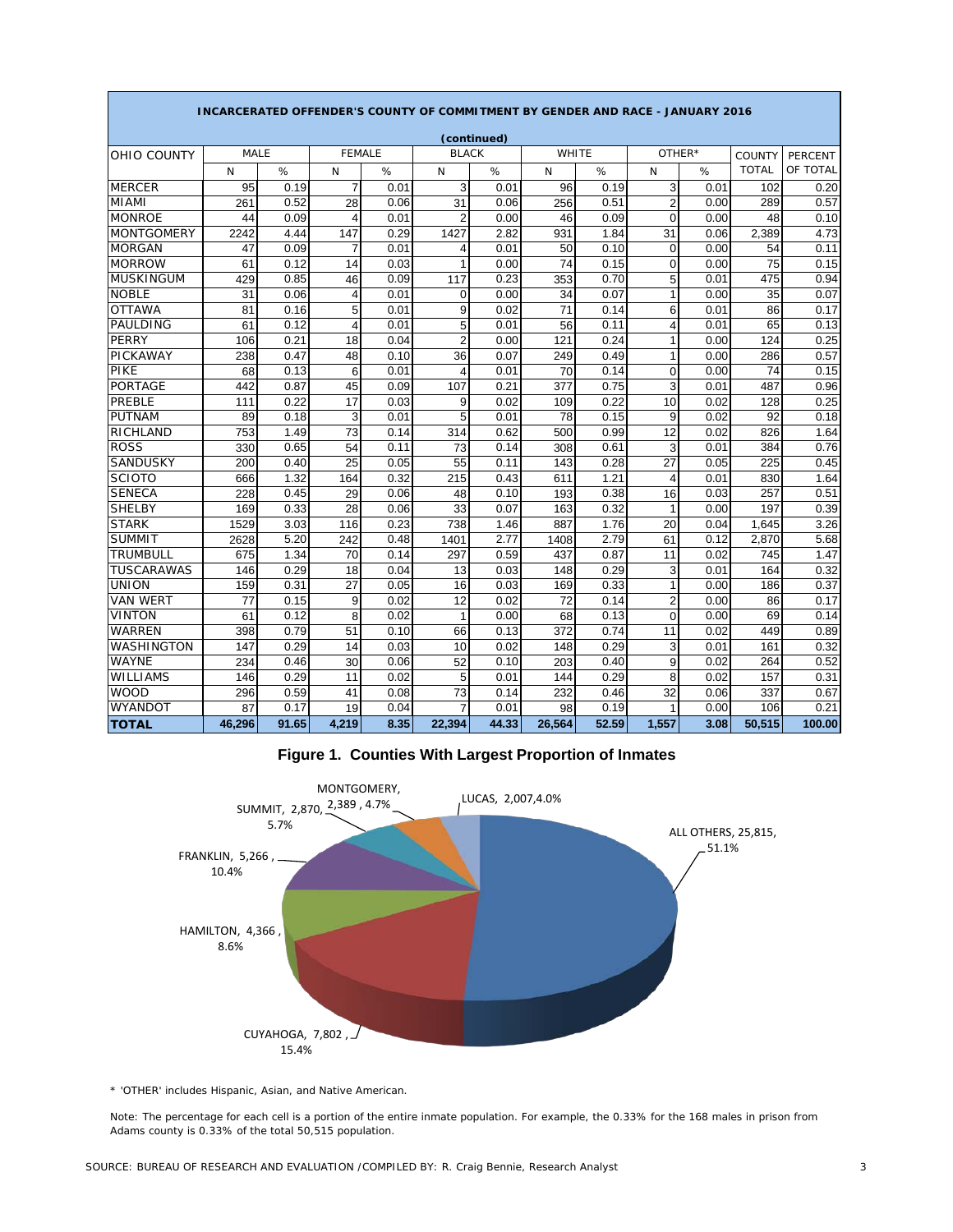**INCARCERATED OFFENDER'S COUNTY OF COMMITMENT BY GENDER AND RACE - JANUARY 2016**

**(continued)**

| OHIO COUNTY | MALE | | FEMALE | | BLACK | | WHITE | | OTHER* | | COUNTY TOTAL | PERCENT OF TOTAL |
|---|---|---|---|---|---|---|---|---|---|---|---|---|
| | N | % | N | % | N | % | N | % | N | % | | |
| MERCER | 95 | 0.19 | 7 | 0.01 | 3 | 0.01 | 96 | 0.19 | 3 | 0.01 | 102 | 0.20 |
| MIAMI | 261 | 0.52 | 28 | 0.06 | 31 | 0.06 | 256 | 0.51 | 2 | 0.00 | 289 | 0.57 |
| MONROE | 44 | 0.09 | 4 | 0.01 | 2 | 0.00 | 46 | 0.09 | 0 | 0.00 | 48 | 0.10 |
| MONTGOMERY | 2242 | 4.44 | 147 | 0.29 | 1427 | 2.82 | 931 | 1.84 | 31 | 0.06 | 2,389 | 4.73 |
| MORGAN | 47 | 0.09 | 7 | 0.01 | 4 | 0.01 | 50 | 0.10 | 0 | 0.00 | 54 | 0.11 |
| MORROW | 61 | 0.12 | 14 | 0.03 | 1 | 0.00 | 74 | 0.15 | 0 | 0.00 | 75 | 0.15 |
| MUSKINGUM | 429 | 0.85 | 46 | 0.09 | 117 | 0.23 | 353 | 0.70 | 5 | 0.01 | 475 | 0.94 |
| NOBLE | 31 | 0.06 | 4 | 0.01 | 0 | 0.00 | 34 | 0.07 | 1 | 0.00 | 35 | 0.07 |
| OTTAWA | 81 | 0.16 | 5 | 0.01 | 9 | 0.02 | 71 | 0.14 | 6 | 0.01 | 86 | 0.17 |
| PAULDING | 61 | 0.12 | 4 | 0.01 | 5 | 0.01 | 56 | 0.11 | 4 | 0.01 | 65 | 0.13 |
| PERRY | 106 | 0.21 | 18 | 0.04 | 2 | 0.00 | 121 | 0.24 | 1 | 0.00 | 124 | 0.25 |
| PICKAWAY | 238 | 0.47 | 48 | 0.10 | 36 | 0.07 | 249 | 0.49 | 1 | 0.00 | 286 | 0.57 |
| PIKE | 68 | 0.13 | 6 | 0.01 | 4 | 0.01 | 70 | 0.14 | 0 | 0.00 | 74 | 0.15 |
| PORTAGE | 442 | 0.87 | 45 | 0.09 | 107 | 0.21 | 377 | 0.75 | 3 | 0.01 | 487 | 0.96 |
| PREBLE | 111 | 0.22 | 17 | 0.03 | 9 | 0.02 | 109 | 0.22 | 10 | 0.02 | 128 | 0.25 |
| PUTNAM | 89 | 0.18 | 3 | 0.01 | 5 | 0.01 | 78 | 0.15 | 9 | 0.02 | 92 | 0.18 |
| RICHLAND | 753 | 1.49 | 73 | 0.14 | 314 | 0.62 | 500 | 0.99 | 12 | 0.02 | 826 | 1.64 |
| ROSS | 330 | 0.65 | 54 | 0.11 | 73 | 0.14 | 308 | 0.61 | 3 | 0.01 | 384 | 0.76 |
| SANDUSKY | 200 | 0.40 | 25 | 0.05 | 55 | 0.11 | 143 | 0.28 | 27 | 0.05 | 225 | 0.45 |
| SCIOTO | 666 | 1.32 | 164 | 0.32 | 215 | 0.43 | 611 | 1.21 | 4 | 0.01 | 830 | 1.64 |
| SENECA | 228 | 0.45 | 29 | 0.06 | 48 | 0.10 | 193 | 0.38 | 16 | 0.03 | 257 | 0.51 |
| SHELBY | 169 | 0.33 | 28 | 0.06 | 33 | 0.07 | 163 | 0.32 | 1 | 0.00 | 197 | 0.39 |
| STARK | 1529 | 3.03 | 116 | 0.23 | 738 | 1.46 | 887 | 1.76 | 20 | 0.04 | 1,645 | 3.26 |
| SUMMIT | 2628 | 5.20 | 242 | 0.48 | 1401 | 2.77 | 1408 | 2.79 | 61 | 0.12 | 2,870 | 5.68 |
| TRUMBULL | 675 | 1.34 | 70 | 0.14 | 297 | 0.59 | 437 | 0.87 | 11 | 0.02 | 745 | 1.47 |
| TUSCARAWAS | 146 | 0.29 | 18 | 0.04 | 13 | 0.03 | 148 | 0.29 | 3 | 0.01 | 164 | 0.32 |
| UNION | 159 | 0.31 | 27 | 0.05 | 16 | 0.03 | 169 | 0.33 | 1 | 0.00 | 186 | 0.37 |
| VAN WERT | 77 | 0.15 | 9 | 0.02 | 12 | 0.02 | 72 | 0.14 | 2 | 0.00 | 86 | 0.17 |
| VINTON | 61 | 0.12 | 8 | 0.02 | 1 | 0.00 | 68 | 0.13 | 0 | 0.00 | 69 | 0.14 |
| WARREN | 398 | 0.79 | 51 | 0.10 | 66 | 0.13 | 372 | 0.74 | 11 | 0.02 | 449 | 0.89 |
| WASHINGTON | 147 | 0.29 | 14 | 0.03 | 10 | 0.02 | 148 | 0.29 | 3 | 0.01 | 161 | 0.32 |
| WAYNE | 234 | 0.46 | 30 | 0.06 | 52 | 0.10 | 203 | 0.40 | 9 | 0.02 | 264 | 0.52 |
| WILLIAMS | 146 | 0.29 | 11 | 0.02 | 5 | 0.01 | 144 | 0.29 | 8 | 0.02 | 157 | 0.31 |
| WOOD | 296 | 0.59 | 41 | 0.08 | 73 | 0.14 | 232 | 0.46 | 32 | 0.06 | 337 | 0.67 |
| WYANDOT | 87 | 0.17 | 19 | 0.04 | 7 | 0.01 | 98 | 0.19 | 1 | 0.00 | 106 | 0.21 |
| **TOTAL** | **46,296** | **91.65** | **4,219** | **8.35** | **22,394** | **44.33** | **26,564** | **52.59** | **1,557** | **3.08** | **50,515** | **100.00** |

**Figure 1. Counties With Largest Proportion of Inmates**

MONTGOMERY, 2,389 , 4.7%
LUCAS, 2,007,4.0%
SUMMIT, 2,870, 5.7%
ALL OTHERS, 25,815, 51.1%
FRANKLIN, 5,266 , 10.4%
HAMILTON, 4,366 , 8.6%
CUYAHOGA, 7,802 , 15.4%

\* 'OTHER' includes Hispanic, Asian, and Native American.

Note: The percentage for each cell is a portion of the entire inmate population. For example, the 0.33% for the 168 males in prison from Adams county is 0.33% of the total 50,515 population.

SOURCE: BUREAU OF RESEARCH AND EVALUATION /COMPILED BY: R. Craig Bennie, Research Analyst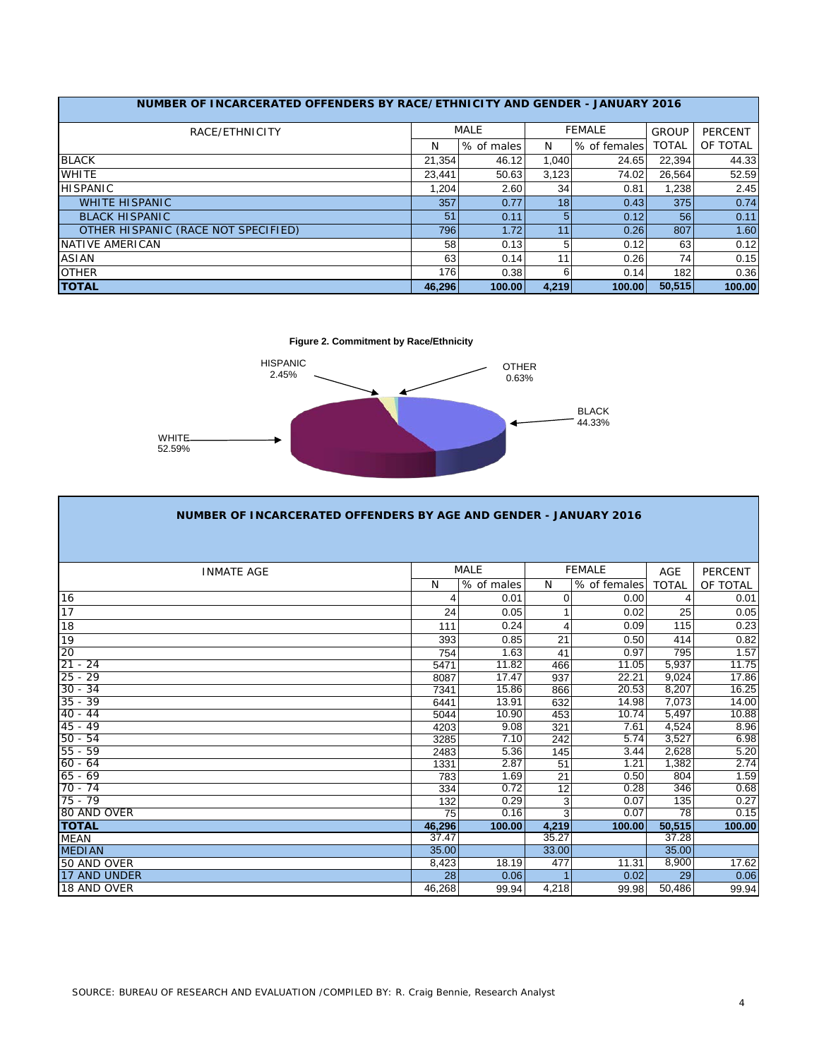## NUMBER OF INCARCERATED OFFENDERS BY RACE/ETHNICITY AND GENDER - JANUARY 2016

| RACE/ETHNICITY | MALE | | FEMALE | | GROUP | PERCENT |
|---|---|---|---|---|---|---|
| | N | % of males | N | % of females | TOTAL | OF TOTAL |
| BLACK | 21,354 | 46.12 | 1,040 | 24.65 | 22,394 | 44.33 |
| WHITE | 23,441 | 50.63 | 3,123 | 74.02 | 26,564 | 52.59 |
| HISPANIC | 1,204 | 2.60 | 34 | 0.81 | 1,238 | 2.45 |
| WHITE HISPANIC | 357 | 0.77 | 18 | 0.43 | 375 | 0.74 |
| BLACK HISPANIC | 51 | 0.11 | 5 | 0.12 | 56 | 0.11 |
| OTHER HISPANIC (RACE NOT SPECIFIED) | 796 | 1.72 | 11 | 0.26 | 807 | 1.60 |
| NATIVE AMERICAN | 58 | 0.13 | 5 | 0.12 | 63 | 0.12 |
| ASIAN | 63 | 0.14 | 11 | 0.26 | 74 | 0.15 |
| OTHER | 176 | 0.38 | 6 | 0.14 | 182 | 0.36 |
| **TOTAL** | **46,296** | **100.00** | **4,219** | **100.00** | **50,515** | **100.00** |

**Figure 2. Commitment by Race/Ethnicity**

HISPANIC 2.45%, OTHER 0.63%, BLACK 44.33%, WHITE 52.59%

## NUMBER OF INCARCERATED OFFENDERS BY AGE AND GENDER - JANUARY 2016

| INMATE AGE | MALE | | FEMALE | | AGE | PERCENT |
|---|---|---|---|---|---|---|
| | N | % of males | N | % of females | TOTAL | OF TOTAL |
| 16 | 4 | 0.01 | 0 | 0.00 | 4 | 0.01 |
| 17 | 24 | 0.05 | 1 | 0.02 | 25 | 0.05 |
| 18 | 111 | 0.24 | 4 | 0.09 | 115 | 0.23 |
| 19 | 393 | 0.85 | 21 | 0.50 | 414 | 0.82 |
| 20 | 754 | 1.63 | 41 | 0.97 | 795 | 1.57 |
| 21 - 24 | 5471 | 11.82 | 466 | 11.05 | 5,937 | 11.75 |
| 25 - 29 | 8087 | 17.47 | 937 | 22.21 | 9,024 | 17.86 |
| 30 - 34 | 7341 | 15.86 | 866 | 20.53 | 8,207 | 16.25 |
| 35 - 39 | 6441 | 13.91 | 632 | 14.98 | 7,073 | 14.00 |
| 40 - 44 | 5044 | 10.90 | 453 | 10.74 | 5,497 | 10.88 |
| 45 - 49 | 4203 | 9.08 | 321 | 7.61 | 4,524 | 8.96 |
| 50 - 54 | 3285 | 7.10 | 242 | 5.74 | 3,527 | 6.98 |
| 55 - 59 | 2483 | 5.36 | 145 | 3.44 | 2,628 | 5.20 |
| 60 - 64 | 1331 | 2.87 | 51 | 1.21 | 1,382 | 2.74 |
| 65 - 69 | 783 | 1.69 | 21 | 0.50 | 804 | 1.59 |
| 70 - 74 | 334 | 0.72 | 12 | 0.28 | 346 | 0.68 |
| 75 - 79 | 132 | 0.29 | 3 | 0.07 | 135 | 0.27 |
| 80 AND OVER | 75 | 0.16 | 3 | 0.07 | 78 | 0.15 |
| **TOTAL** | **46,296** | **100.00** | **4,219** | **100.00** | **50,515** | **100.00** |
| MEAN | 37.47 | | 35.27 | | 37.28 | |
| MEDIAN | 35.00 | | 33.00 | | 35.00 | |
| 50 AND OVER | 8,423 | 18.19 | 477 | 11.31 | 8,900 | 17.62 |
| 17 AND UNDER | 28 | 0.06 | 1 | 0.02 | 29 | 0.06 |
| 18 AND OVER | 46,268 | 99.94 | 4,218 | 99.98 | 50,486 | 99.94 |

SOURCE: BUREAU OF RESEARCH AND EVALUATION /COMPILED BY: R. Craig Bennie, Research Analyst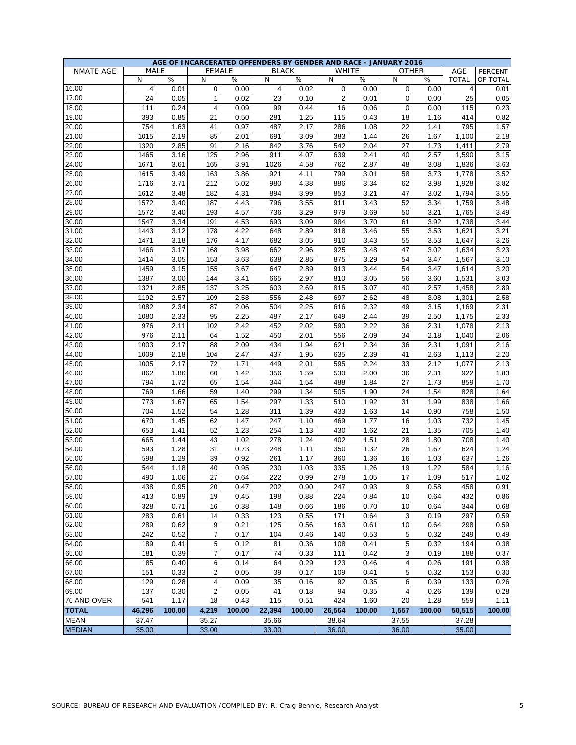| AGE OF INCARCERATED OFFENDERS BY GENDER AND RACE - JANUARY 2016 | | | | | | | | | | | | |
|---|---|---|---|---|---|---|---|---|---|---|---|---|
| INMATE AGE | MALE | | FEMALE | | BLACK | | WHITE | | OTHER | | AGE | PERCENT |
| | N | % | N | % | N | % | N | % | N | % | TOTAL | OF TOTAL |
| 16.00 | 4 | 0.01 | 0 | 0.00 | 4 | 0.02 | 0 | 0.00 | 0 | 0.00 | 4 | 0.01 |
| 17.00 | 24 | 0.05 | 1 | 0.02 | 23 | 0.10 | 2 | 0.01 | 0 | 0.00 | 25 | 0.05 |
| 18.00 | 111 | 0.24 | 4 | 0.09 | 99 | 0.44 | 16 | 0.06 | 0 | 0.00 | 115 | 0.23 |
| 19.00 | 393 | 0.85 | 21 | 0.50 | 281 | 1.25 | 115 | 0.43 | 18 | 1.16 | 414 | 0.82 |
| 20.00 | 754 | 1.63 | 41 | 0.97 | 487 | 2.17 | 286 | 1.08 | 22 | 1.41 | 795 | 1.57 |
| 21.00 | 1015 | 2.19 | 85 | 2.01 | 691 | 3.09 | 383 | 1.44 | 26 | 1.67 | 1,100 | 2.18 |
| 22.00 | 1320 | 2.85 | 91 | 2.16 | 842 | 3.76 | 542 | 2.04 | 27 | 1.73 | 1,411 | 2.79 |
| 23.00 | 1465 | 3.16 | 125 | 2.96 | 911 | 4.07 | 639 | 2.41 | 40 | 2.57 | 1,590 | 3.15 |
| 24.00 | 1671 | 3.61 | 165 | 3.91 | 1026 | 4.58 | 762 | 2.87 | 48 | 3.08 | 1,836 | 3.63 |
| 25.00 | 1615 | 3.49 | 163 | 3.86 | 921 | 4.11 | 799 | 3.01 | 58 | 3.73 | 1,778 | 3.52 |
| 26.00 | 1716 | 3.71 | 212 | 5.02 | 980 | 4.38 | 886 | 3.34 | 62 | 3.98 | 1,928 | 3.82 |
| 27.00 | 1612 | 3.48 | 182 | 4.31 | 894 | 3.99 | 853 | 3.21 | 47 | 3.02 | 1,794 | 3.55 |
| 28.00 | 1572 | 3.40 | 187 | 4.43 | 796 | 3.55 | 911 | 3.43 | 52 | 3.34 | 1,759 | 3.48 |
| 29.00 | 1572 | 3.40 | 193 | 4.57 | 736 | 3.29 | 979 | 3.69 | 50 | 3.21 | 1,765 | 3.49 |
| 30.00 | 1547 | 3.34 | 191 | 4.53 | 693 | 3.09 | 984 | 3.70 | 61 | 3.92 | 1,738 | 3.44 |
| 31.00 | 1443 | 3.12 | 178 | 4.22 | 648 | 2.89 | 918 | 3.46 | 55 | 3.53 | 1,621 | 3.21 |
| 32.00 | 1471 | 3.18 | 176 | 4.17 | 682 | 3.05 | 910 | 3.43 | 55 | 3.53 | 1,647 | 3.26 |
| 33.00 | 1466 | 3.17 | 168 | 3.98 | 662 | 2.96 | 925 | 3.48 | 47 | 3.02 | 1,634 | 3.23 |
| 34.00 | 1414 | 3.05 | 153 | 3.63 | 638 | 2.85 | 875 | 3.29 | 54 | 3.47 | 1,567 | 3.10 |
| 35.00 | 1459 | 3.15 | 155 | 3.67 | 647 | 2.89 | 913 | 3.44 | 54 | 3.47 | 1,614 | 3.20 |
| 36.00 | 1387 | 3.00 | 144 | 3.41 | 665 | 2.97 | 810 | 3.05 | 56 | 3.60 | 1,531 | 3.03 |
| 37.00 | 1321 | 2.85 | 137 | 3.25 | 603 | 2.69 | 815 | 3.07 | 40 | 2.57 | 1,458 | 2.89 |
| 38.00 | 1192 | 2.57 | 109 | 2.58 | 556 | 2.48 | 697 | 2.62 | 48 | 3.08 | 1,301 | 2.58 |
| 39.00 | 1082 | 2.34 | 87 | 2.06 | 504 | 2.25 | 616 | 2.32 | 49 | 3.15 | 1,169 | 2.31 |
| 40.00 | 1080 | 2.33 | 95 | 2.25 | 487 | 2.17 | 649 | 2.44 | 39 | 2.50 | 1,175 | 2.33 |
| 41.00 | 976 | 2.11 | 102 | 2.42 | 452 | 2.02 | 590 | 2.22 | 36 | 2.31 | 1,078 | 2.13 |
| 42.00 | 976 | 2.11 | 64 | 1.52 | 450 | 2.01 | 556 | 2.09 | 34 | 2.18 | 1,040 | 2.06 |
| 43.00 | 1003 | 2.17 | 88 | 2.09 | 434 | 1.94 | 621 | 2.34 | 36 | 2.31 | 1,091 | 2.16 |
| 44.00 | 1009 | 2.18 | 104 | 2.47 | 437 | 1.95 | 635 | 2.39 | 41 | 2.63 | 1,113 | 2.20 |
| 45.00 | 1005 | 2.17 | 72 | 1.71 | 449 | 2.01 | 595 | 2.24 | 33 | 2.12 | 1,077 | 2.13 |
| 46.00 | 862 | 1.86 | 60 | 1.42 | 356 | 1.59 | 530 | 2.00 | 36 | 2.31 | 922 | 1.83 |
| 47.00 | 794 | 1.72 | 65 | 1.54 | 344 | 1.54 | 488 | 1.84 | 27 | 1.73 | 859 | 1.70 |
| 48.00 | 769 | 1.66 | 59 | 1.40 | 299 | 1.34 | 505 | 1.90 | 24 | 1.54 | 828 | 1.64 |
| 49.00 | 773 | 1.67 | 65 | 1.54 | 297 | 1.33 | 510 | 1.92 | 31 | 1.99 | 838 | 1.66 |
| 50.00 | 704 | 1.52 | 54 | 1.28 | 311 | 1.39 | 433 | 1.63 | 14 | 0.90 | 758 | 1.50 |
| 51.00 | 670 | 1.45 | 62 | 1.47 | 247 | 1.10 | 469 | 1.77 | 16 | 1.03 | 732 | 1.45 |
| 52.00 | 653 | 1.41 | 52 | 1.23 | 254 | 1.13 | 430 | 1.62 | 21 | 1.35 | 705 | 1.40 |
| 53.00 | 665 | 1.44 | 43 | 1.02 | 278 | 1.24 | 402 | 1.51 | 28 | 1.80 | 708 | 1.40 |
| 54.00 | 593 | 1.28 | 31 | 0.73 | 248 | 1.11 | 350 | 1.32 | 26 | 1.67 | 624 | 1.24 |
| 55.00 | 598 | 1.29 | 39 | 0.92 | 261 | 1.17 | 360 | 1.36 | 16 | 1.03 | 637 | 1.26 |
| 56.00 | 544 | 1.18 | 40 | 0.95 | 230 | 1.03 | 335 | 1.26 | 19 | 1.22 | 584 | 1.16 |
| 57.00 | 490 | 1.06 | 27 | 0.64 | 222 | 0.99 | 278 | 1.05 | 17 | 1.09 | 517 | 1.02 |
| 58.00 | 438 | 0.95 | 20 | 0.47 | 202 | 0.90 | 247 | 0.93 | 9 | 0.58 | 458 | 0.91 |
| 59.00 | 413 | 0.89 | 19 | 0.45 | 198 | 0.88 | 224 | 0.84 | 10 | 0.64 | 432 | 0.86 |
| 60.00 | 328 | 0.71 | 16 | 0.38 | 148 | 0.66 | 186 | 0.70 | 10 | 0.64 | 344 | 0.68 |
| 61.00 | 283 | 0.61 | 14 | 0.33 | 123 | 0.55 | 171 | 0.64 | 3 | 0.19 | 297 | 0.59 |
| 62.00 | 289 | 0.62 | 9 | 0.21 | 125 | 0.56 | 163 | 0.61 | 10 | 0.64 | 298 | 0.59 |
| 63.00 | 242 | 0.52 | 7 | 0.17 | 104 | 0.46 | 140 | 0.53 | 5 | 0.32 | 249 | 0.49 |
| 64.00 | 189 | 0.41 | 5 | 0.12 | 81 | 0.36 | 108 | 0.41 | 5 | 0.32 | 194 | 0.38 |
| 65.00 | 181 | 0.39 | 7 | 0.17 | 74 | 0.33 | 111 | 0.42 | 3 | 0.19 | 188 | 0.37 |
| 66.00 | 185 | 0.40 | 6 | 0.14 | 64 | 0.29 | 123 | 0.46 | 4 | 0.26 | 191 | 0.38 |
| 67.00 | 151 | 0.33 | 2 | 0.05 | 39 | 0.17 | 109 | 0.41 | 5 | 0.32 | 153 | 0.30 |
| 68.00 | 129 | 0.28 | 4 | 0.09 | 35 | 0.16 | 92 | 0.35 | 6 | 0.39 | 133 | 0.26 |
| 69.00 | 137 | 0.30 | 2 | 0.05 | 41 | 0.18 | 94 | 0.35 | 4 | 0.26 | 139 | 0.28 |
| 70 AND OVER | 541 | 1.17 | 18 | 0.43 | 115 | 0.51 | 424 | 1.60 | 20 | 1.28 | 559 | 1.11 |
| **TOTAL** | **46,296** | **100.00** | **4,219** | **100.00** | **22,394** | **100.00** | **26,564** | **100.00** | **1,557** | **100.00** | **50,515** | **100.00** |
| MEAN | 37.47 | | 35.27 | | 35.66 | | 38.64 | | 37.55 | | 37.28 | |
| MEDIAN | 35.00 | | 33.00 | | 33.00 | | 36.00 | | 36.00 | | 35.00 | |

SOURCE: BUREAU OF RESEARCH AND EVALUATION /COMPILED BY: R. Craig Bennie, Research Analyst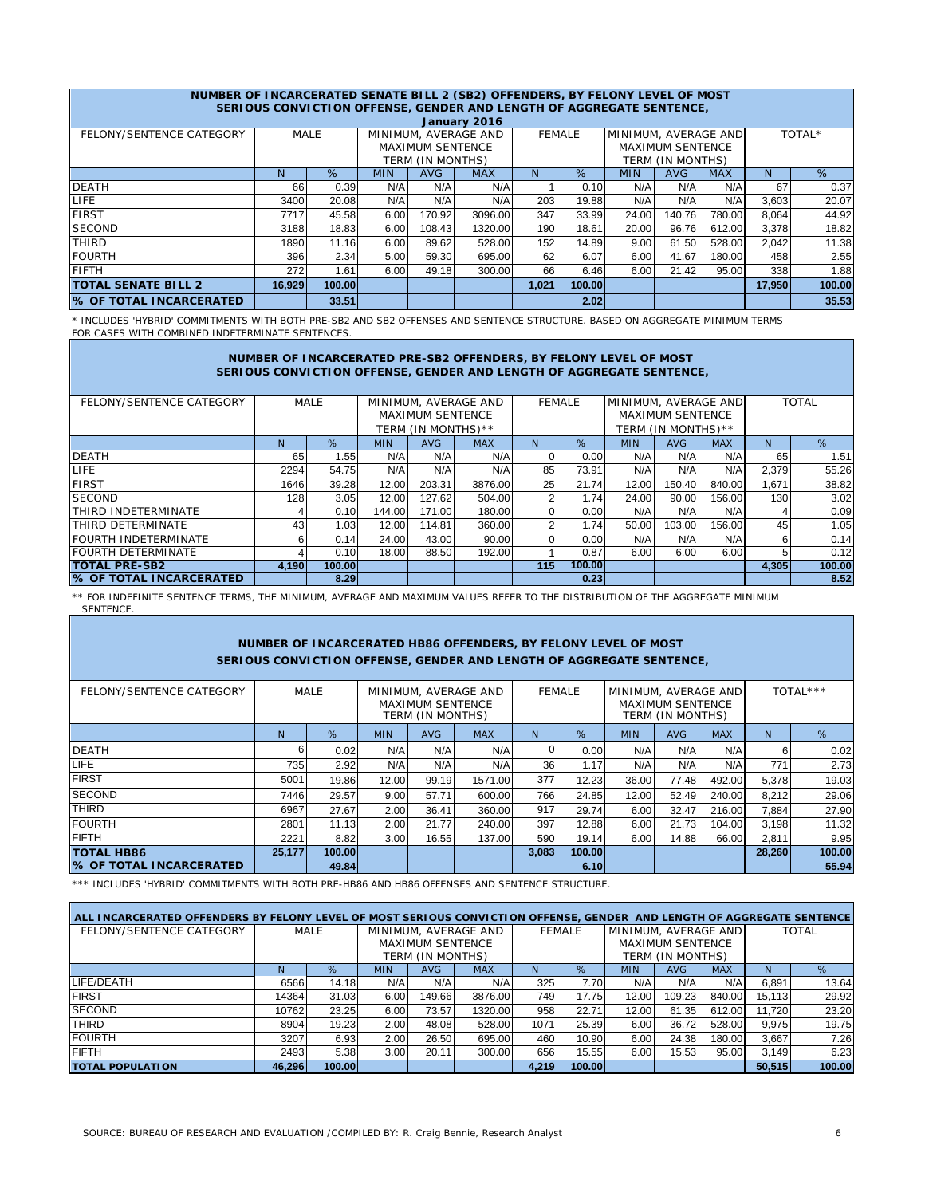## NUMBER OF INCARCERATED SENATE BILL 2 (SB2) OFFENDERS, BY FELONY LEVEL OF MOST SERIOUS CONVICTION OFFENSE, GENDER AND LENGTH OF AGGREGATE SENTENCE, January 2016

| FELONY/SENTENCE CATEGORY | MALE | | MINIMUM, AVERAGE AND MAXIMUM SENTENCE TERM (IN MONTHS) | | | FEMALE | | MINIMUM, AVERAGE AND MAXIMUM SENTENCE TERM (IN MONTHS) | | | TOTAL* | |
|---|---|---|---|---|---|---|---|---|---|---|---|---|
| | N | % | MIN | AVG | MAX | N | % | MIN | AVG | MAX | N | % |
| DEATH | 66 | 0.39 | N/A | N/A | N/A | 1 | 0.10 | N/A | N/A | N/A | 67 | 0.37 |
| LIFE | 3400 | 20.08 | N/A | N/A | N/A | 203 | 19.88 | N/A | N/A | N/A | 3,603 | 20.07 |
| FIRST | 7717 | 45.58 | 6.00 | 170.92 | 3096.00 | 347 | 33.99 | 24.00 | 140.76 | 780.00 | 8,064 | 44.92 |
| SECOND | 3188 | 18.83 | 6.00 | 108.43 | 1320.00 | 190 | 18.61 | 20.00 | 96.76 | 612.00 | 3,378 | 18.82 |
| THIRD | 1890 | 11.16 | 6.00 | 89.62 | 528.00 | 152 | 14.89 | 9.00 | 61.50 | 528.00 | 2,042 | 11.38 |
| FOURTH | 396 | 2.34 | 5.00 | 59.30 | 695.00 | 62 | 6.07 | 6.00 | 41.67 | 180.00 | 458 | 2.55 |
| FIFTH | 272 | 1.61 | 6.00 | 49.18 | 300.00 | 66 | 6.46 | 6.00 | 21.42 | 95.00 | 338 | 1.88 |
| **TOTAL SENATE BILL 2** | **16,929** | **100.00** | | | | **1,021** | **100.00** | | | | **17,950** | **100.00** |
| **% OF TOTAL INCARCERATED** | | **33.51** | | | | | **2.02** | | | | | **35.53** |

* INCLUDES 'HYBRID' COMMITMENTS WITH BOTH PRE-SB2 AND SB2 OFFENSES AND SENTENCE STRUCTURE. BASED ON AGGREGATE MINIMUM TERMS FOR CASES WITH COMBINED INDETERMINATE SENTENCES.

## NUMBER OF INCARCERATED PRE-SB2 OFFENDERS, BY FELONY LEVEL OF MOST SERIOUS CONVICTION OFFENSE, GENDER AND LENGTH OF AGGREGATE SENTENCE,

| FELONY/SENTENCE CATEGORY | MALE | | MINIMUM, AVERAGE AND MAXIMUM SENTENCE TERM (IN MONTHS)** | | | FEMALE | | MINIMUM, AVERAGE AND MAXIMUM SENTENCE TERM (IN MONTHS)** | | | TOTAL | |
|---|---|---|---|---|---|---|---|---|---|---|---|---|
| | N | % | MIN | AVG | MAX | N | % | MIN | AVG | MAX | N | % |
| DEATH | 65 | 1.55 | N/A | N/A | N/A | 0 | 0.00 | N/A | N/A | N/A | 65 | 1.51 |
| LIFE | 2294 | 54.75 | N/A | N/A | N/A | 85 | 73.91 | N/A | N/A | N/A | 2,379 | 55.26 |
| FIRST | 1646 | 39.28 | 12.00 | 203.31 | 3876.00 | 25 | 21.74 | 12.00 | 150.40 | 840.00 | 1,671 | 38.82 |
| SECOND | 128 | 3.05 | 12.00 | 127.62 | 504.00 | 2 | 1.74 | 24.00 | 90.00 | 156.00 | 130 | 3.02 |
| THIRD INDETERMINATE | 4 | 0.10 | 144.00 | 171.00 | 180.00 | 0 | 0.00 | N/A | N/A | N/A | 4 | 0.09 |
| THIRD DETERMINATE | 43 | 1.03 | 12.00 | 114.81 | 360.00 | 2 | 1.74 | 50.00 | 103.00 | 156.00 | 45 | 1.05 |
| FOURTH INDETERMINATE | 6 | 0.14 | 24.00 | 43.00 | 90.00 | 0 | 0.00 | N/A | N/A | N/A | 6 | 0.14 |
| FOURTH DETERMINATE | 4 | 0.10 | 18.00 | 88.50 | 192.00 | 1 | 0.87 | 6.00 | 6.00 | 6.00 | 5 | 0.12 |
| **TOTAL PRE-SB2** | **4,190** | **100.00** | | | | **115** | **100.00** | | | | **4,305** | **100.00** |
| **% OF TOTAL INCARCERATED** | | **8.29** | | | | | **0.23** | | | | | **8.52** |

** FOR INDEFINITE SENTENCE TERMS, THE MINIMUM, AVERAGE AND MAXIMUM VALUES REFER TO THE DISTRIBUTION OF THE AGGREGATE MINIMUM SENTENCE.

## NUMBER OF INCARCERATED HB86 OFFENDERS, BY FELONY LEVEL OF MOST SERIOUS CONVICTION OFFENSE, GENDER AND LENGTH OF AGGREGATE SENTENCE,

| FELONY/SENTENCE CATEGORY | MALE | | MINIMUM, AVERAGE AND MAXIMUM SENTENCE TERM (IN MONTHS) | | | FEMALE | | MINIMUM, AVERAGE AND MAXIMUM SENTENCE TERM (IN MONTHS) | | | TOTAL*** | |
|---|---|---|---|---|---|---|---|---|---|---|---|---|
| | N | % | MIN | AVG | MAX | N | % | MIN | AVG | MAX | N | % |
| DEATH | 6 | 0.02 | N/A | N/A | N/A | 0 | 0.00 | N/A | N/A | N/A | 6 | 0.02 |
| LIFE | 735 | 2.92 | N/A | N/A | N/A | 36 | 1.17 | N/A | N/A | N/A | 771 | 2.73 |
| FIRST | 5001 | 19.86 | 12.00 | 99.19 | 1571.00 | 377 | 12.23 | 36.00 | 77.48 | 492.00 | 5,378 | 19.03 |
| SECOND | 7446 | 29.57 | 9.00 | 57.71 | 600.00 | 766 | 24.85 | 12.00 | 52.49 | 240.00 | 8,212 | 29.06 |
| THIRD | 6967 | 27.67 | 2.00 | 36.41 | 360.00 | 917 | 29.74 | 6.00 | 32.47 | 216.00 | 7,884 | 27.90 |
| FOURTH | 2801 | 11.13 | 2.00 | 21.77 | 240.00 | 397 | 12.88 | 6.00 | 21.73 | 104.00 | 3,198 | 11.32 |
| FIFTH | 2221 | 8.82 | 3.00 | 16.55 | 137.00 | 590 | 19.14 | 6.00 | 14.88 | 66.00 | 2,811 | 9.95 |
| **TOTAL HB86** | **25,177** | **100.00** | | | | **3,083** | **100.00** | | | | **28,260** | **100.00** |
| **% OF TOTAL INCARCERATED** | | **49.84** | | | | | **6.10** | | | | | **55.94** |

*** INCLUDES 'HYBRID' COMMITMENTS WITH BOTH PRE-HB86 AND HB86 OFFENSES AND SENTENCE STRUCTURE.

## ALL INCARCERATED OFFENDERS BY FELONY LEVEL OF MOST SERIOUS CONVICTION OFFENSE, GENDER AND LENGTH OF AGGREGATE SENTENCE

| FELONY/SENTENCE CATEGORY | MALE | | MINIMUM, AVERAGE AND MAXIMUM SENTENCE TERM (IN MONTHS) | | | FEMALE | | MINIMUM, AVERAGE AND MAXIMUM SENTENCE TERM (IN MONTHS) | | | TOTAL | |
|---|---|---|---|---|---|---|---|---|---|---|---|---|
| | N | % | MIN | AVG | MAX | N | % | MIN | AVG | MAX | N | % |
| LIFE/DEATH | 6566 | 14.18 | N/A | N/A | N/A | 325 | 7.70 | N/A | N/A | N/A | 6,891 | 13.64 |
| FIRST | 14364 | 31.03 | 6.00 | 149.66 | 3876.00 | 749 | 17.75 | 12.00 | 109.23 | 840.00 | 15,113 | 29.92 |
| SECOND | 10762 | 23.25 | 6.00 | 73.57 | 1320.00 | 958 | 22.71 | 12.00 | 61.35 | 612.00 | 11,720 | 23.20 |
| THIRD | 8904 | 19.23 | 2.00 | 48.08 | 528.00 | 1071 | 25.39 | 6.00 | 36.72 | 528.00 | 9,975 | 19.75 |
| FOURTH | 3207 | 6.93 | 2.00 | 26.50 | 695.00 | 460 | 10.90 | 6.00 | 24.38 | 180.00 | 3,667 | 7.26 |
| FIFTH | 2493 | 5.38 | 3.00 | 20.11 | 300.00 | 656 | 15.55 | 6.00 | 15.53 | 95.00 | 3,149 | 6.23 |
| **TOTAL POPULATION** | **46,296** | **100.00** | | | | **4,219** | **100.00** | | | | **50,515** | **100.00** |

SOURCE: BUREAU OF RESEARCH AND EVALUATION /COMPILED BY: R. Craig Bennie, Research Analyst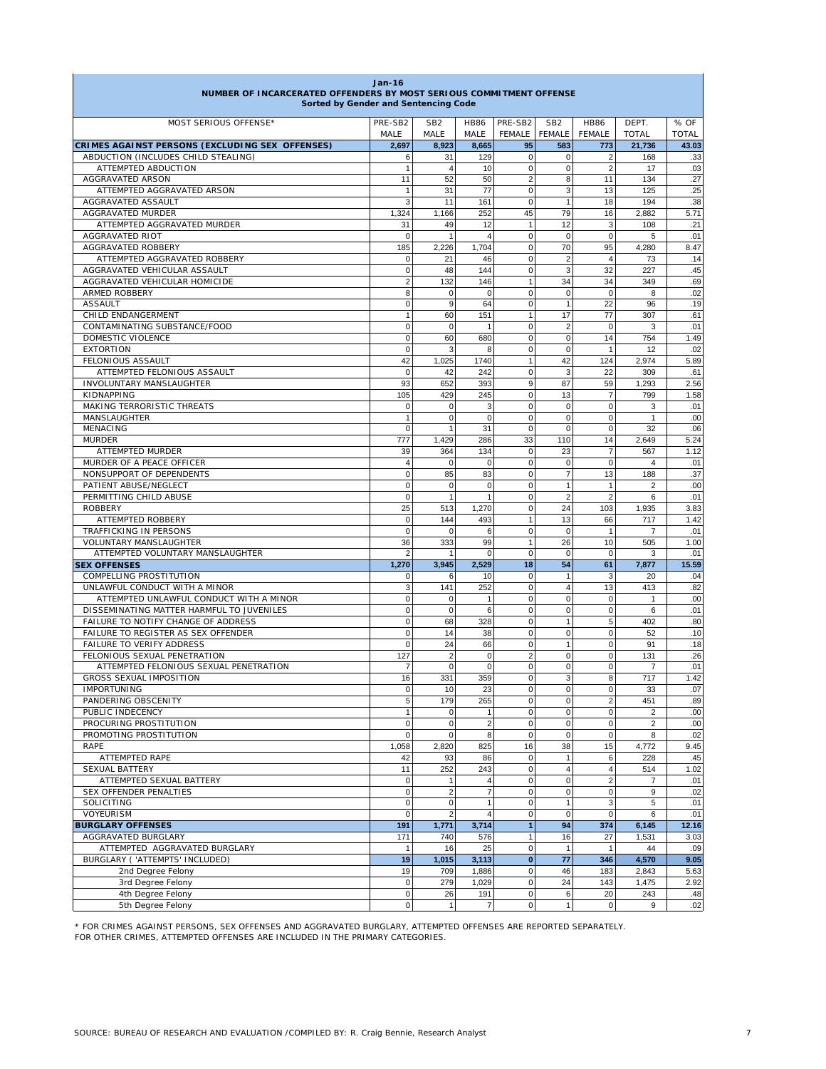**Jan-16**

**NUMBER OF INCARCERATED OFFENDERS BY MOST SERIOUS COMMITMENT OFFENSE**

**Sorted by Gender and Sentencing Code**

| MOST SERIOUS OFFENSE* | PRE-SB2 MALE | SB2 MALE | HB86 MALE | PRE-SB2 FEMALE | SB2 FEMALE | HB86 FEMALE | DEPT. TOTAL | % OF TOTAL |
|---|---|---|---|---|---|---|---|---|
| **CRIMES AGAINST PERSONS (EXCLUDING SEX OFFENSES)** | **2,697** | **8,923** | **8,665** | **95** | **583** | **773** | **21,736** | **43.03** |
| ABDUCTION (INCLUDES CHILD STEALING) | 6 | 31 | 129 | 0 | 0 | 2 | 168 | .33 |
| ATTEMPTED ABDUCTION | 1 | 4 | 10 | 0 | 0 | 2 | 17 | .03 |
| AGGRAVATED ARSON | 11 | 52 | 50 | 2 | 8 | 11 | 134 | .27 |
| ATTEMPTED AGGRAVATED ARSON | 1 | 31 | 77 | 0 | 3 | 13 | 125 | .25 |
| AGGRAVATED ASSAULT | 3 | 11 | 161 | 0 | 1 | 18 | 194 | .38 |
| AGGRAVATED MURDER | 1,324 | 1,166 | 252 | 45 | 79 | 16 | 2,882 | 5.71 |
| ATTEMPTED AGGRAVATED MURDER | 31 | 49 | 12 | 1 | 12 | 3 | 108 | .21 |
| AGGRAVATED RIOT | 0 | 1 | 4 | 0 | 0 | 0 | 5 | .01 |
| AGGRAVATED ROBBERY | 185 | 2,226 | 1,704 | 0 | 70 | 95 | 4,280 | 8.47 |
| ATTEMPTED AGGRAVATED ROBBERY | 0 | 21 | 46 | 0 | 2 | 4 | 73 | .14 |
| AGGRAVATED VEHICULAR ASSAULT | 0 | 48 | 144 | 0 | 3 | 32 | 227 | .45 |
| AGGRAVATED VEHICULAR HOMICIDE | 2 | 132 | 146 | 1 | 34 | 34 | 349 | .69 |
| ARMED ROBBERY | 8 | 0 | 0 | 0 | 0 | 0 | 8 | .02 |
| ASSAULT | 0 | 9 | 64 | 0 | 1 | 22 | 96 | .19 |
| CHILD ENDANGERMENT | 1 | 60 | 151 | 1 | 17 | 77 | 307 | .61 |
| CONTAMINATING SUBSTANCE/FOOD | 0 | 0 | 1 | 0 | 2 | 0 | 3 | .01 |
| DOMESTIC VIOLENCE | 0 | 60 | 680 | 0 | 0 | 14 | 754 | 1.49 |
| EXTORTION | 0 | 3 | 8 | 0 | 0 | 1 | 12 | .02 |
| FELONIOUS ASSAULT | 42 | 1,025 | 1740 | 1 | 42 | 124 | 2,974 | 5.89 |
| ATTEMPTED FELONIOUS ASSAULT | 0 | 42 | 242 | 0 | 3 | 22 | 309 | .61 |
| INVOLUNTARY MANSLAUGHTER | 93 | 652 | 393 | 9 | 87 | 59 | 1,293 | 2.56 |
| KIDNAPPING | 105 | 429 | 245 | 0 | 13 | 7 | 799 | 1.58 |
| MAKING TERRORISTIC THREATS | 0 | 0 | 3 | 0 | 0 | 0 | 3 | .01 |
| MANSLAUGHTER | 1 | 0 | 0 | 0 | 0 | 0 | 1 | .00 |
| MENACING | 0 | 1 | 31 | 0 | 0 | 0 | 32 | .06 |
| MURDER | 777 | 1,429 | 286 | 33 | 110 | 14 | 2,649 | 5.24 |
| ATTEMPTED MURDER | 39 | 364 | 134 | 0 | 23 | 7 | 567 | 1.12 |
| MURDER OF A PEACE OFFICER | 4 | 0 | 0 | 0 | 0 | 0 | 4 | .01 |
| NONSUPPORT OF DEPENDENTS | 0 | 85 | 83 | 0 | 7 | 13 | 188 | .37 |
| PATIENT ABUSE/NEGLECT | 0 | 0 | 0 | 0 | 1 | 1 | 2 | .00 |
| PERMITTING CHILD ABUSE | 0 | 1 | 1 | 0 | 2 | 2 | 6 | .01 |
| ROBBERY | 25 | 513 | 1,270 | 0 | 24 | 103 | 1,935 | 3.83 |
| ATTEMPTED ROBBERY | 0 | 144 | 493 | 1 | 13 | 66 | 717 | 1.42 |
| TRAFFICKING IN PERSONS | 0 | 0 | 6 | 0 | 0 | 1 | 7 | .01 |
| VOLUNTARY MANSLAUGHTER | 36 | 333 | 99 | 1 | 26 | 10 | 505 | 1.00 |
| ATTEMPTED VOLUNTARY MANSLAUGHTER | 2 | 1 | 0 | 0 | 0 | 0 | 3 | .01 |
| **SEX OFFENSES** | **1,270** | **3,945** | **2,529** | **18** | **54** | **61** | **7,877** | **15.59** |
| COMPELLING PROSTITUTION | 0 | 6 | 10 | 0 | 1 | 3 | 20 | .04 |
| UNLAWFUL CONDUCT WITH A MINOR | 3 | 141 | 252 | 0 | 4 | 13 | 413 | .82 |
| ATTEMPTED UNLAWFUL CONDUCT WITH A MINOR | 0 | 0 | 1 | 0 | 0 | 0 | 1 | .00 |
| DISSEMINATING MATTER HARMFUL TO JUVENILES | 0 | 0 | 6 | 0 | 0 | 0 | 6 | .01 |
| FAILURE TO NOTIFY CHANGE OF ADDRESS | 0 | 68 | 328 | 0 | 1 | 5 | 402 | .80 |
| FAILURE TO REGISTER AS SEX OFFENDER | 0 | 14 | 38 | 0 | 0 | 0 | 52 | .10 |
| FAILURE TO VERIFY ADDRESS | 0 | 24 | 66 | 0 | 1 | 0 | 91 | .18 |
| FELONIOUS SEXUAL PENETRATION | 127 | 2 | 0 | 2 | 0 | 0 | 131 | .26 |
| ATTEMPTED FELONIOUS SEXUAL PENETRATION | 7 | 0 | 0 | 0 | 0 | 0 | 7 | .01 |
| GROSS SEXUAL IMPOSITION | 16 | 331 | 359 | 0 | 3 | 8 | 717 | 1.42 |
| IMPORTUNING | 0 | 10 | 23 | 0 | 0 | 0 | 33 | .07 |
| PANDERING OBSCENITY | 5 | 179 | 265 | 0 | 0 | 2 | 451 | .89 |
| PUBLIC INDECENCY | 1 | 0 | 1 | 0 | 0 | 0 | 2 | .00 |
| PROCURING PROSTITUTION | 0 | 0 | 2 | 0 | 0 | 0 | 2 | .00 |
| PROMOTING PROSTITUTION | 0 | 0 | 8 | 0 | 0 | 0 | 8 | .02 |
| RAPE | 1,058 | 2,820 | 825 | 16 | 38 | 15 | 4,772 | 9.45 |
| ATTEMPTED RAPE | 42 | 93 | 86 | 0 | 1 | 6 | 228 | .45 |
| SEXUAL BATTERY | 11 | 252 | 243 | 0 | 4 | 4 | 514 | 1.02 |
| ATTEMPTED SEXUAL BATTERY | 0 | 1 | 4 | 0 | 0 | 2 | 7 | .01 |
| SEX OFFENDER PENALTIES | 0 | 2 | 7 | 0 | 0 | 0 | 9 | .02 |
| SOLICITING | 0 | 0 | 1 | 0 | 1 | 3 | 5 | .01 |
| VOYEURISM | 0 | 2 | 4 | 0 | 0 | 0 | 6 | .01 |
| **BURGLARY OFFENSES** | **191** | **1,771** | **3,714** | **1** | **94** | **374** | **6,145** | **12.16** |
| AGGRAVATED BURGLARY | 171 | 740 | 576 | 1 | 16 | 27 | 1,531 | 3.03 |
| ATTEMPTED AGGRAVATED BURGLARY | 1 | 16 | 25 | 0 | 1 | 1 | 44 | .09 |
| **BURGLARY ( 'ATTEMPTS' INCLUDED)** | **19** | **1,015** | **3,113** | **0** | **77** | **346** | **4,570** | **9.05** |
| 2nd Degree Felony | 19 | 709 | 1,886 | 0 | 46 | 183 | 2,843 | 5.63 |
| 3rd Degree Felony | 0 | 279 | 1,029 | 0 | 24 | 143 | 1,475 | 2.92 |
| 4th Degree Felony | 0 | 26 | 191 | 0 | 6 | 20 | 243 | .48 |
| 5th Degree Felony | 0 | 1 | 7 | 0 | 1 | 0 | 9 | .02 |

* FOR CRIMES AGAINST PERSONS, SEX OFFENSES AND AGGRAVATED BURGLARY, ATTEMPTED OFFENSES ARE REPORTED SEPARATELY.
FOR OTHER CRIMES, ATTEMPTED OFFENSES ARE INCLUDED IN THE PRIMARY CATEGORIES.

SOURCE: BUREAU OF RESEARCH AND EVALUATION /COMPILED BY: R. Craig Bennie, Research Analyst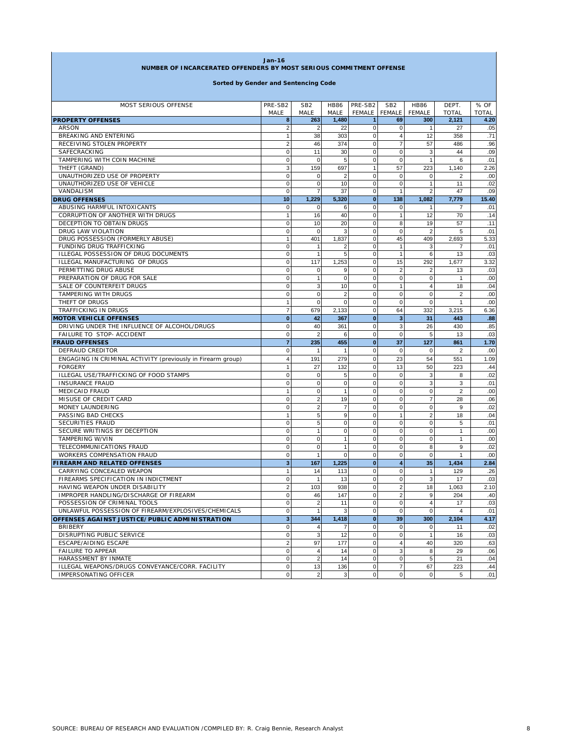**Jan-16**

**NUMBER OF INCARCERATED OFFENDERS BY MOST SERIOUS COMMITMENT OFFENSE**

**Sorted by Gender and Sentencing Code**

| MOST SERIOUS OFFENSE | PRE-SB2 MALE | SB2 MALE | HB86 MALE | PRE-SB2 FEMALE | SB2 FEMALE | HB86 FEMALE | DEPT. TOTAL | % OF TOTAL |
|---|---|---|---|---|---|---|---|---|
| **PROPERTY OFFENSES** | **8** | **263** | **1,480** | **1** | **69** | **300** | **2,121** | **4.20** |
| ARSON | 2 | 2 | 22 | 0 | 0 | 1 | 27 | .05 |
| BREAKING AND ENTERING | 1 | 38 | 303 | 0 | 4 | 12 | 358 | .71 |
| RECEIVING STOLEN PROPERTY | 2 | 46 | 374 | 0 | 7 | 57 | 486 | .96 |
| SAFECRACKING | 0 | 11 | 30 | 0 | 0 | 3 | 44 | .09 |
| TAMPERING WITH COIN MACHINE | 0 | 0 | 5 | 0 | 0 | 1 | 6 | .01 |
| THEFT (GRAND) | 3 | 159 | 697 | 1 | 57 | 223 | 1,140 | 2.26 |
| UNAUTHORIZED USE OF PROPERTY | 0 | 0 | 2 | 0 | 0 | 0 | 2 | .00 |
| UNAUTHORIZED USE OF VEHICLE | 0 | 0 | 10 | 0 | 0 | 1 | 11 | .02 |
| VANDALISM | 0 | 7 | 37 | 0 | 1 | 2 | 47 | .09 |
| **DRUG OFFENSES** | **10** | **1,229** | **5,320** | **0** | **138** | **1,082** | **7,779** | **15.40** |
| ABUSING HARMFUL INTOXICANTS | 0 | 0 | 6 | 0 | 0 | 1 | 7 | .01 |
| CORRUPTION OF ANOTHER WITH DRUGS | 1 | 16 | 40 | 0 | 1 | 12 | 70 | .14 |
| DECEPTION TO OBTAIN DRUGS | 0 | 10 | 20 | 0 | 8 | 19 | 57 | .11 |
| DRUG LAW VIOLATION | 0 | 0 | 3 | 0 | 0 | 2 | 5 | .01 |
| DRUG POSSESSION (FORMERLY ABUSE) | 1 | 401 | 1,837 | 0 | 45 | 409 | 2,693 | 5.33 |
| FUNDING DRUG TRAFFICKING | 0 | 1 | 2 | 0 | 1 | 3 | 7 | .01 |
| ILLEGAL POSSESSION OF DRUG DOCUMENTS | 0 | 1 | 5 | 0 | 1 | 6 | 13 | .03 |
| ILLEGAL MANUFACTURING OF DRUGS | 0 | 117 | 1,253 | 0 | 15 | 292 | 1,677 | 3.32 |
| PERMITTING DRUG ABUSE | 0 | 0 | 9 | 0 | 2 | 2 | 13 | .03 |
| PREPARATION OF DRUG FOR SALE | 0 | 1 | 0 | 0 | 0 | 0 | 1 | .00 |
| SALE OF COUNTERFEIT DRUGS | 0 | 3 | 10 | 0 | 1 | 4 | 18 | .04 |
| TAMPERING WITH DRUGS | 0 | 0 | 2 | 0 | 0 | 0 | 2 | .00 |
| THEFT OF DRUGS | 1 | 0 | 0 | 0 | 0 | 0 | 1 | .00 |
| TRAFFICKING IN DRUGS | 7 | 679 | 2,133 | 0 | 64 | 332 | 3,215 | 6.36 |
| **MOTOR VEHICLE OFFENSES** | **0** | **42** | **367** | **0** | **3** | **31** | **443** | **.88** |
| DRIVING UNDER THE INFLUENCE OF ALCOHOL/DRUGS | 0 | 40 | 361 | 0 | 3 | 26 | 430 | .85 |
| FAILURE TO STOP- ACCIDENT | 0 | 2 | 6 | 0 | 0 | 5 | 13 | .03 |
| **FRAUD OFFENSES** | **7** | **235** | **455** | **0** | **37** | **127** | **861** | **1.70** |
| DEFRAUD CREDITOR | 0 | 1 | 1 | 0 | 0 | 0 | 2 | .00 |
| ENGAGING IN CRIMINAL ACTIVITY (previously in Firearm group) | 4 | 191 | 279 | 0 | 23 | 54 | 551 | 1.09 |
| FORGERY | 1 | 27 | 132 | 0 | 13 | 50 | 223 | .44 |
| ILLEGAL USE/TRAFFICKING OF FOOD STAMPS | 0 | 0 | 5 | 0 | 0 | 3 | 8 | .02 |
| INSURANCE FRAUD | 0 | 0 | 0 | 0 | 0 | 3 | 3 | .01 |
| MEDICAID FRAUD | 1 | 0 | 1 | 0 | 0 | 0 | 2 | .00 |
| MISUSE OF CREDIT CARD | 0 | 2 | 19 | 0 | 0 | 7 | 28 | .06 |
| MONEY LAUNDERING | 0 | 2 | 7 | 0 | 0 | 0 | 9 | .02 |
| PASSING BAD CHECKS | 1 | 5 | 9 | 0 | 1 | 2 | 18 | .04 |
| SECURITIES FRAUD | 0 | 5 | 0 | 0 | 0 | 0 | 5 | .01 |
| SECURE WRITINGS BY DECEPTION | 0 | 1 | 0 | 0 | 0 | 0 | 1 | .00 |
| TAMPERING W/VIN | 0 | 0 | 1 | 0 | 0 | 0 | 1 | .00 |
| TELECOMMUNICATIONS FRAUD | 0 | 0 | 1 | 0 | 0 | 8 | 9 | .02 |
| WORKERS COMPENSATION FRAUD | 0 | 1 | 0 | 0 | 0 | 0 | 1 | .00 |
| **FIREARM AND RELATED OFFENSES** | **3** | **167** | **1,225** | **0** | **4** | **35** | **1,434** | **2.84** |
| CARRYING CONCEALED WEAPON | 1 | 14 | 113 | 0 | 0 | 1 | 129 | .26 |
| FIREARMS SPECIFICATION IN INDICTMENT | 0 | 1 | 13 | 0 | 0 | 3 | 17 | .03 |
| HAVING WEAPON UNDER DISABILITY | 2 | 103 | 938 | 0 | 2 | 18 | 1,063 | 2.10 |
| IMPROPER HANDLING/DISCHARGE OF FIREARM | 0 | 46 | 147 | 0 | 2 | 9 | 204 | .40 |
| POSSESSION OF CRIMINAL TOOLS | 0 | 2 | 11 | 0 | 0 | 4 | 17 | .03 |
| UNLAWFUL POSSESSION OF FIREARM/EXPLOSIVES/CHEMICALS | 0 | 1 | 3 | 0 | 0 | 0 | 4 | .01 |
| **OFFENSES AGAINST JUSTICE/PUBLIC ADMINISTRATION** | **3** | **344** | **1,418** | **0** | **39** | **300** | **2,104** | **4.17** |
| BRIBERY | 0 | 4 | 7 | 0 | 0 | 0 | 11 | .02 |
| DISRUPTING PUBLIC SERVICE | 0 | 3 | 12 | 0 | 0 | 1 | 16 | .03 |
| ESCAPE/AIDING ESCAPE | 2 | 97 | 177 | 0 | 4 | 40 | 320 | .63 |
| FAILURE TO APPEAR | 0 | 4 | 14 | 0 | 3 | 8 | 29 | .06 |
| HARASSMENT BY INMATE | 0 | 2 | 14 | 0 | 0 | 5 | 21 | .04 |
| ILLEGAL WEAPONS/DRUGS CONVEYANCE/CORR. FACILITY | 0 | 13 | 136 | 0 | 7 | 67 | 223 | .44 |
| IMPERSONATING OFFICER | 0 | 2 | 3 | 0 | 0 | 0 | 5 | .01 |

SOURCE: BUREAU OF RESEARCH AND EVALUATION /COMPILED BY: R. Craig Bennie, Research Analyst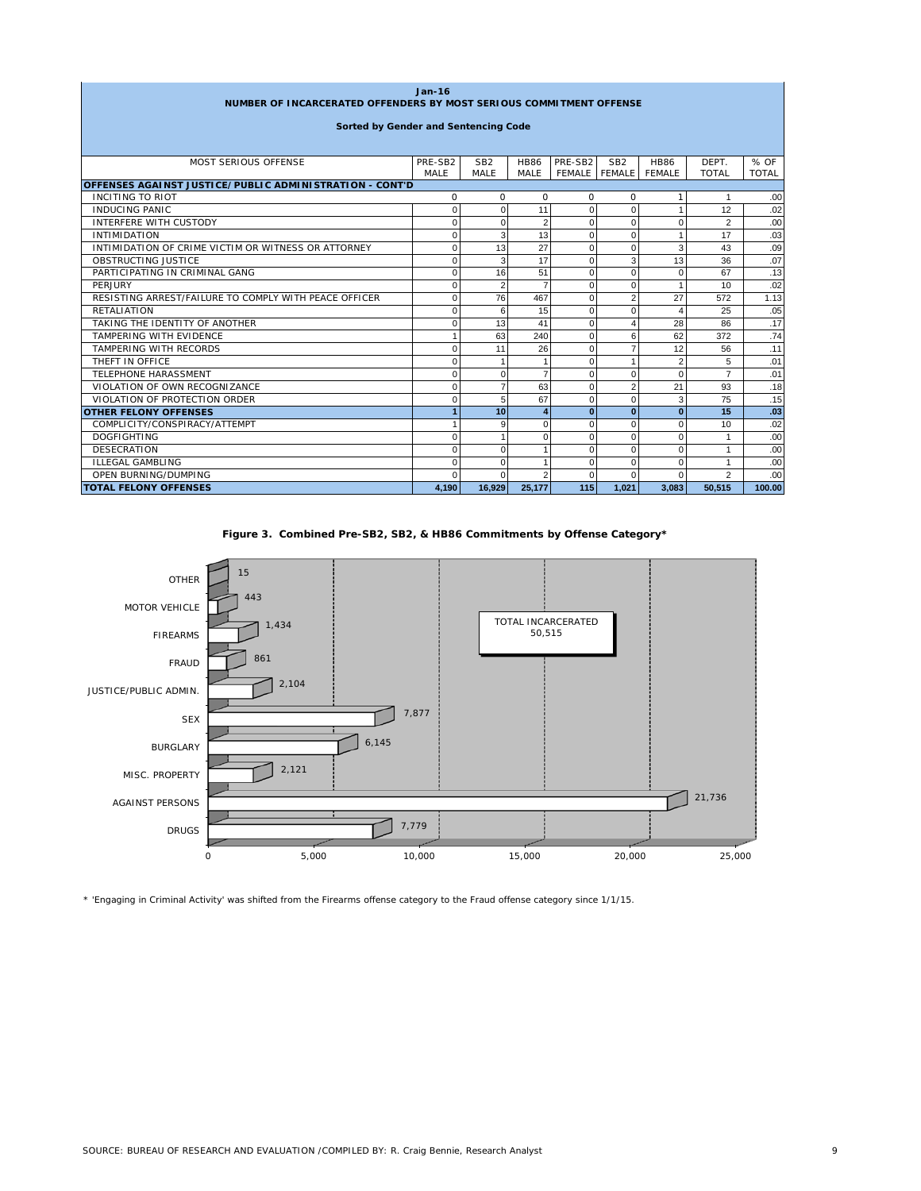**Jan-16**

**NUMBER OF INCARCERATED OFFENDERS BY MOST SERIOUS COMMITMENT OFFENSE**

**Sorted by Gender and Sentencing Code**

| MOST SERIOUS OFFENSE | PRE-SB2 MALE | SB2 MALE | HB86 MALE | PRE-SB2 FEMALE | SB2 FEMALE | HB86 FEMALE | DEPT. TOTAL | % OF TOTAL |
|---|---|---|---|---|---|---|---|---|
| **OFFENSES AGAINST JUSTICE/PUBLIC ADMINISTRATION - CONT'D** | | | | | | | | |
| INCITING TO RIOT | 0 | 0 | 0 | 0 | 0 | 1 | 1 | .00 |
| INDUCING PANIC | 0 | 0 | 11 | 0 | 0 | 1 | 12 | .02 |
| INTERFERE WITH CUSTODY | 0 | 0 | 2 | 0 | 0 | 0 | 2 | .00 |
| INTIMIDATION | 0 | 3 | 13 | 0 | 0 | 1 | 17 | .03 |
| INTIMIDATION OF CRIME VICTIM OR WITNESS OR ATTORNEY | 0 | 13 | 27 | 0 | 0 | 3 | 43 | .09 |
| OBSTRUCTING JUSTICE | 0 | 3 | 17 | 0 | 3 | 13 | 36 | .07 |
| PARTICIPATING IN CRIMINAL GANG | 0 | 16 | 51 | 0 | 0 | 0 | 67 | .13 |
| PERJURY | 0 | 2 | 7 | 0 | 0 | 1 | 10 | .02 |
| RESISTING ARREST/FAILURE TO COMPLY WITH PEACE OFFICER | 0 | 76 | 467 | 0 | 2 | 27 | 572 | 1.13 |
| RETALIATION | 0 | 6 | 15 | 0 | 0 | 4 | 25 | .05 |
| TAKING THE IDENTITY OF ANOTHER | 0 | 13 | 41 | 0 | 4 | 28 | 86 | .17 |
| TAMPERING WITH EVIDENCE | 1 | 63 | 240 | 0 | 6 | 62 | 372 | .74 |
| TAMPERING WITH RECORDS | 0 | 11 | 26 | 0 | 7 | 12 | 56 | .11 |
| THEFT IN OFFICE | 0 | 1 | 1 | 0 | 1 | 2 | 5 | .01 |
| TELEPHONE HARASSMENT | 0 | 0 | 7 | 0 | 0 | 0 | 7 | .01 |
| VIOLATION OF OWN RECOGNIZANCE | 0 | 7 | 63 | 0 | 2 | 21 | 93 | .18 |
| VIOLATION OF PROTECTION ORDER | 0 | 5 | 67 | 0 | 0 | 3 | 75 | .15 |
| **OTHER FELONY OFFENSES** | **1** | **10** | **4** | **0** | **0** | **0** | **15** | **.03** |
| COMPLICITY/CONSPIRACY/ATTEMPT | 1 | 9 | 0 | 0 | 0 | 0 | 10 | .02 |
| DOGFIGHTING | 0 | 1 | 0 | 0 | 0 | 0 | 1 | .00 |
| DESECRATION | 0 | 0 | 1 | 0 | 0 | 0 | 1 | .00 |
| ILLEGAL GAMBLING | 0 | 0 | 1 | 0 | 0 | 0 | 1 | .00 |
| OPEN BURNING/DUMPING | 0 | 0 | 2 | 0 | 0 | 0 | 2 | .00 |
| **TOTAL FELONY OFFENSES** | **4,190** | **16,929** | **25,177** | **115** | **1,021** | **3,083** | **50,515** | **100.00** |

**Figure 3. Combined Pre-SB2, SB2, & HB86 Commitments by Offense Category***

OTHER 15
MOTOR VEHICLE 443
FIREARMS 1,434
FRAUD 861
JUSTICE/PUBLIC ADMIN. 2,104
SEX 7,877
BURGLARY 6,145
MISC. PROPERTY 2,121
AGAINST PERSONS 21,736
DRUGS 7,779

TOTAL INCARCERATED 50,515

0 5,000 10,000 15,000 20,000 25,000

* 'Engaging in Criminal Activity' was shifted from the Firearms offense category to the Fraud offense category since 1/1/15.

SOURCE: BUREAU OF RESEARCH AND EVALUATION /COMPILED BY: R. Craig Bennie, Research Analyst